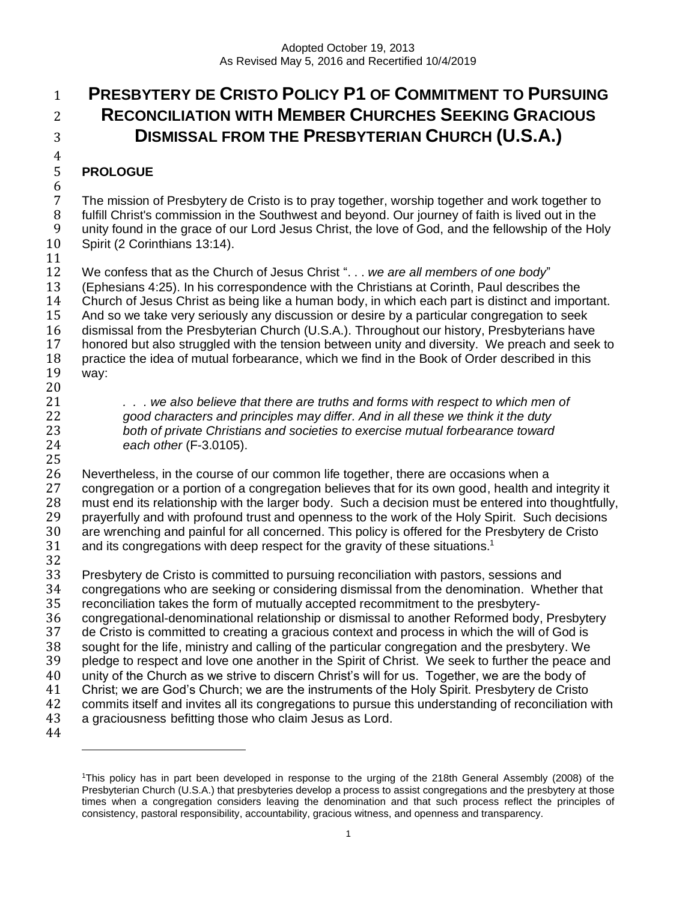Adopted October 19, 2013
As Revised May 5, 2016 and Recertified 10/4/2019

# PRESBYTERY DE CRISTO POLICY P1 OF COMMITMENT TO PURSUING RECONCILIATION WITH MEMBER CHURCHES SEEKING GRACIOUS DISMISSAL FROM THE PRESBYTERIAN CHURCH (U.S.A.)

## PROLOGUE

The mission of Presbytery de Cristo is to pray together, worship together and work together to fulfill Christ's commission in the Southwest and beyond. Our journey of faith is lived out in the unity found in the grace of our Lord Jesus Christ, the love of God, and the fellowship of the Holy Spirit (2 Corinthians 13:14).

We confess that as the Church of Jesus Christ ". . . *we are all members of one body*" (Ephesians 4:25). In his correspondence with the Christians at Corinth, Paul describes the Church of Jesus Christ as being like a human body, in which each part is distinct and important. And so we take very seriously any discussion or desire by a particular congregation to seek dismissal from the Presbyterian Church (U.S.A.). Throughout our history, Presbyterians have honored but also struggled with the tension between unity and diversity. We preach and seek to practice the idea of mutual forbearance, which we find in the Book of Order described in this way:

> *. . . we also believe that there are truths and forms with respect to which men of good characters and principles may differ. And in all these we think it the duty both of private Christians and societies to exercise mutual forbearance toward each other* (F-3.0105).

Nevertheless, in the course of our common life together, there are occasions when a congregation or a portion of a congregation believes that for its own good, health and integrity it must end its relationship with the larger body. Such a decision must be entered into thoughtfully, prayerfully and with profound trust and openness to the work of the Holy Spirit. Such decisions are wrenching and painful for all concerned. This policy is offered for the Presbytery de Cristo and its congregations with deep respect for the gravity of these situations.[1]

Presbytery de Cristo is committed to pursuing reconciliation with pastors, sessions and congregations who are seeking or considering dismissal from the denomination. Whether that reconciliation takes the form of mutually accepted recommitment to the presbytery-congregational-denominational relationship or dismissal to another Reformed body, Presbytery de Cristo is committed to creating a gracious context and process in which the will of God is sought for the life, ministry and calling of the particular congregation and the presbytery. We pledge to respect and love one another in the Spirit of Christ. We seek to further the peace and unity of the Church as we strive to discern Christ's will for us. Together, we are the body of Christ; we are God's Church; we are the instruments of the Holy Spirit. Presbytery de Cristo commits itself and invites all its congregations to pursue this understanding of reconciliation with a graciousness befitting those who claim Jesus as Lord.

---

[1]This policy has in part been developed in response to the urging of the 218th General Assembly (2008) of the Presbyterian Church (U.S.A.) that presbyteries develop a process to assist congregations and the presbytery at those times when a congregation considers leaving the denomination and that such process reflect the principles of consistency, pastoral responsibility, accountability, gracious witness, and openness and transparency.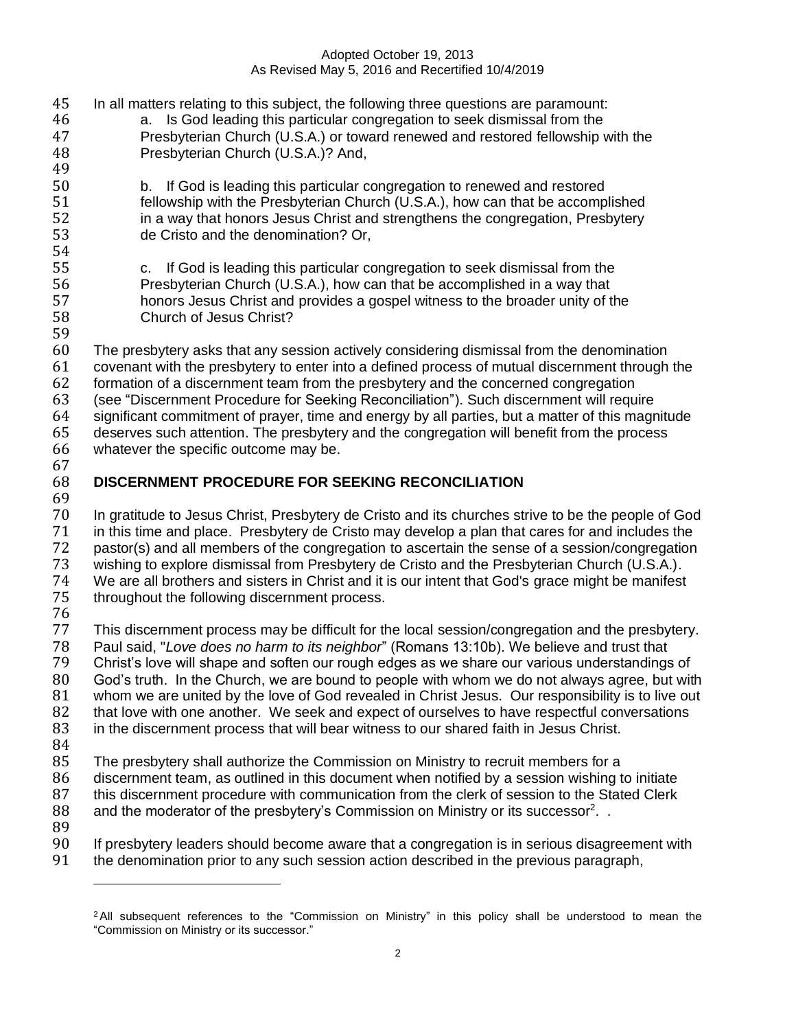In all matters relating to this subject, the following three questions are paramount:

a. Is God leading this particular congregation to seek dismissal from the Presbyterian Church (U.S.A.) or toward renewed and restored fellowship with the Presbyterian Church (U.S.A.)? And,

b. If God is leading this particular congregation to renewed and restored fellowship with the Presbyterian Church (U.S.A.), how can that be accomplished in a way that honors Jesus Christ and strengthens the congregation, Presbytery de Cristo and the denomination? Or,

c. If God is leading this particular congregation to seek dismissal from the Presbyterian Church (U.S.A.), how can that be accomplished in a way that honors Jesus Christ and provides a gospel witness to the broader unity of the Church of Jesus Christ?

The presbytery asks that any session actively considering dismissal from the denomination covenant with the presbytery to enter into a defined process of mutual discernment through the formation of a discernment team from the presbytery and the concerned congregation (see "Discernment Procedure for Seeking Reconciliation"). Such discernment will require significant commitment of prayer, time and energy by all parties, but a matter of this magnitude deserves such attention. The presbytery and the congregation will benefit from the process whatever the specific outcome may be.

## DISCERNMENT PROCEDURE FOR SEEKING RECONCILIATION

In gratitude to Jesus Christ, Presbytery de Cristo and its churches strive to be the people of God in this time and place. Presbytery de Cristo may develop a plan that cares for and includes the pastor(s) and all members of the congregation to ascertain the sense of a session/congregation wishing to explore dismissal from Presbytery de Cristo and the Presbyterian Church (U.S.A.). We are all brothers and sisters in Christ and it is our intent that God's grace might be manifest throughout the following discernment process.

This discernment process may be difficult for the local session/congregation and the presbytery. Paul said, "*Love does no harm to its neighbor*" (Romans 13:10b). We believe and trust that Christ's love will shape and soften our rough edges as we share our various understandings of God's truth. In the Church, we are bound to people with whom we do not always agree, but with whom we are united by the love of God revealed in Christ Jesus. Our responsibility is to live out that love with one another. We seek and expect of ourselves to have respectful conversations in the discernment process that will bear witness to our shared faith in Jesus Christ.

The presbytery shall authorize the Commission on Ministry to recruit members for a discernment team, as outlined in this document when notified by a session wishing to initiate this discernment procedure with communication from the clerk of session to the Stated Clerk and the moderator of the presbytery's Commission on Ministry or its successor[2]. .

If presbytery leaders should become aware that a congregation is in serious disagreement with the denomination prior to any such session action described in the previous paragraph,

[2] All subsequent references to the "Commission on Ministry" in this policy shall be understood to mean the "Commission on Ministry or its successor."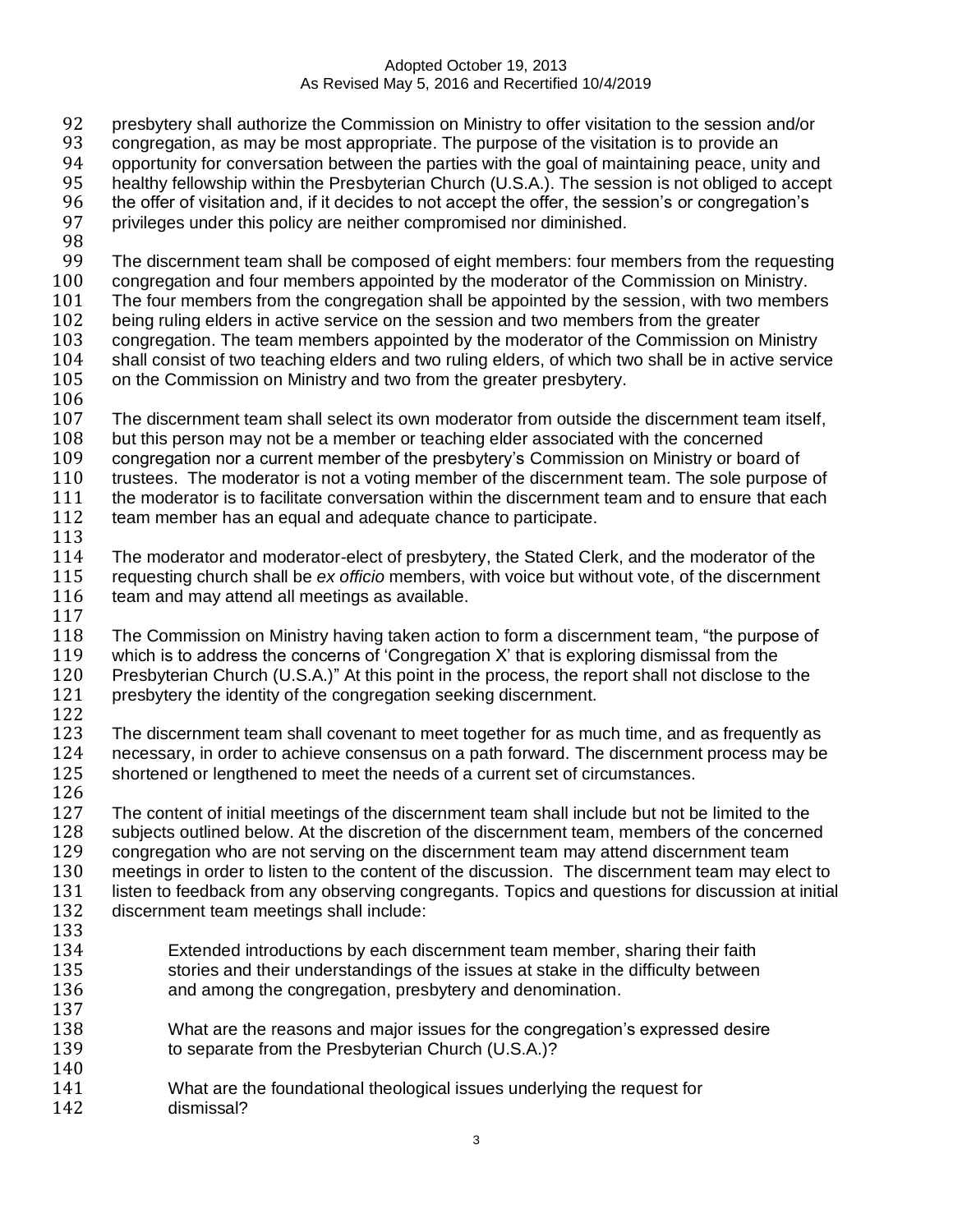presbytery shall authorize the Commission on Ministry to offer visitation to the session and/or congregation, as may be most appropriate. The purpose of the visitation is to provide an opportunity for conversation between the parties with the goal of maintaining peace, unity and healthy fellowship within the Presbyterian Church (U.S.A.). The session is not obliged to accept the offer of visitation and, if it decides to not accept the offer, the session's or congregation's privileges under this policy are neither compromised nor diminished.

The discernment team shall be composed of eight members: four members from the requesting congregation and four members appointed by the moderator of the Commission on Ministry. The four members from the congregation shall be appointed by the session, with two members being ruling elders in active service on the session and two members from the greater congregation. The team members appointed by the moderator of the Commission on Ministry shall consist of two teaching elders and two ruling elders, of which two shall be in active service on the Commission on Ministry and two from the greater presbytery.

The discernment team shall select its own moderator from outside the discernment team itself, but this person may not be a member or teaching elder associated with the concerned congregation nor a current member of the presbytery's Commission on Ministry or board of trustees. The moderator is not a voting member of the discernment team. The sole purpose of the moderator is to facilitate conversation within the discernment team and to ensure that each team member has an equal and adequate chance to participate.

The moderator and moderator-elect of presbytery, the Stated Clerk, and the moderator of the requesting church shall be *ex officio* members, with voice but without vote, of the discernment team and may attend all meetings as available.

The Commission on Ministry having taken action to form a discernment team, "the purpose of which is to address the concerns of 'Congregation X' that is exploring dismissal from the Presbyterian Church (U.S.A.)" At this point in the process, the report shall not disclose to the presbytery the identity of the congregation seeking discernment.

The discernment team shall covenant to meet together for as much time, and as frequently as necessary, in order to achieve consensus on a path forward. The discernment process may be shortened or lengthened to meet the needs of a current set of circumstances.

The content of initial meetings of the discernment team shall include but not be limited to the subjects outlined below. At the discretion of the discernment team, members of the concerned congregation who are not serving on the discernment team may attend discernment team meetings in order to listen to the content of the discussion. The discernment team may elect to listen to feedback from any observing congregants. Topics and questions for discussion at initial discernment team meetings shall include:

> Extended introductions by each discernment team member, sharing their faith stories and their understandings of the issues at stake in the difficulty between and among the congregation, presbytery and denomination.
>
> What are the reasons and major issues for the congregation's expressed desire to separate from the Presbyterian Church (U.S.A.)?
>
> What are the foundational theological issues underlying the request for dismissal?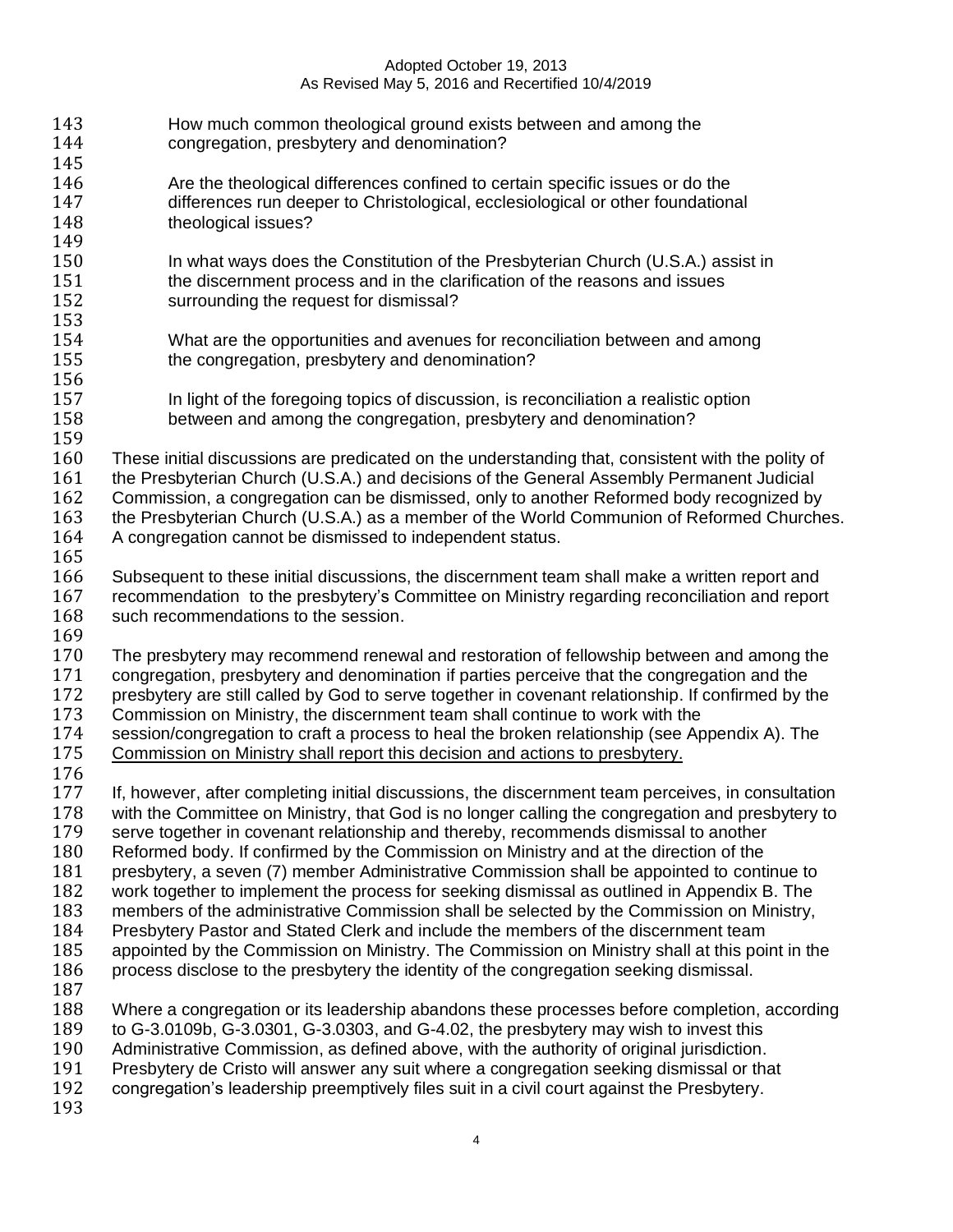How much common theological ground exists between and among the congregation, presbytery and denomination?

Are the theological differences confined to certain specific issues or do the differences run deeper to Christological, ecclesiological or other foundational theological issues?

In what ways does the Constitution of the Presbyterian Church (U.S.A.) assist in the discernment process and in the clarification of the reasons and issues surrounding the request for dismissal?

What are the opportunities and avenues for reconciliation between and among the congregation, presbytery and denomination?

In light of the foregoing topics of discussion, is reconciliation a realistic option between and among the congregation, presbytery and denomination?

These initial discussions are predicated on the understanding that, consistent with the polity of the Presbyterian Church (U.S.A.) and decisions of the General Assembly Permanent Judicial Commission, a congregation can be dismissed, only to another Reformed body recognized by the Presbyterian Church (U.S.A.) as a member of the World Communion of Reformed Churches. A congregation cannot be dismissed to independent status.

Subsequent to these initial discussions, the discernment team shall make a written report and recommendation to the presbytery's Committee on Ministry regarding reconciliation and report such recommendations to the session.

The presbytery may recommend renewal and restoration of fellowship between and among the congregation, presbytery and denomination if parties perceive that the congregation and the presbytery are still called by God to serve together in covenant relationship. If confirmed by the Commission on Ministry, the discernment team shall continue to work with the session/congregation to craft a process to heal the broken relationship (see Appendix A). The <u>Commission on Ministry shall report this decision and actions to presbytery.</u>

If, however, after completing initial discussions, the discernment team perceives, in consultation with the Committee on Ministry, that God is no longer calling the congregation and presbytery to serve together in covenant relationship and thereby, recommends dismissal to another Reformed body. If confirmed by the Commission on Ministry and at the direction of the presbytery, a seven (7) member Administrative Commission shall be appointed to continue to work together to implement the process for seeking dismissal as outlined in Appendix B. The members of the administrative Commission shall be selected by the Commission on Ministry, Presbytery Pastor and Stated Clerk and include the members of the discernment team appointed by the Commission on Ministry. The Commission on Ministry shall at this point in the process disclose to the presbytery the identity of the congregation seeking dismissal.

Where a congregation or its leadership abandons these processes before completion, according to G-3.0109b, G-3.0301, G-3.0303, and G-4.02, the presbytery may wish to invest this Administrative Commission, as defined above, with the authority of original jurisdiction. Presbytery de Cristo will answer any suit where a congregation seeking dismissal or that congregation's leadership preemptively files suit in a civil court against the Presbytery.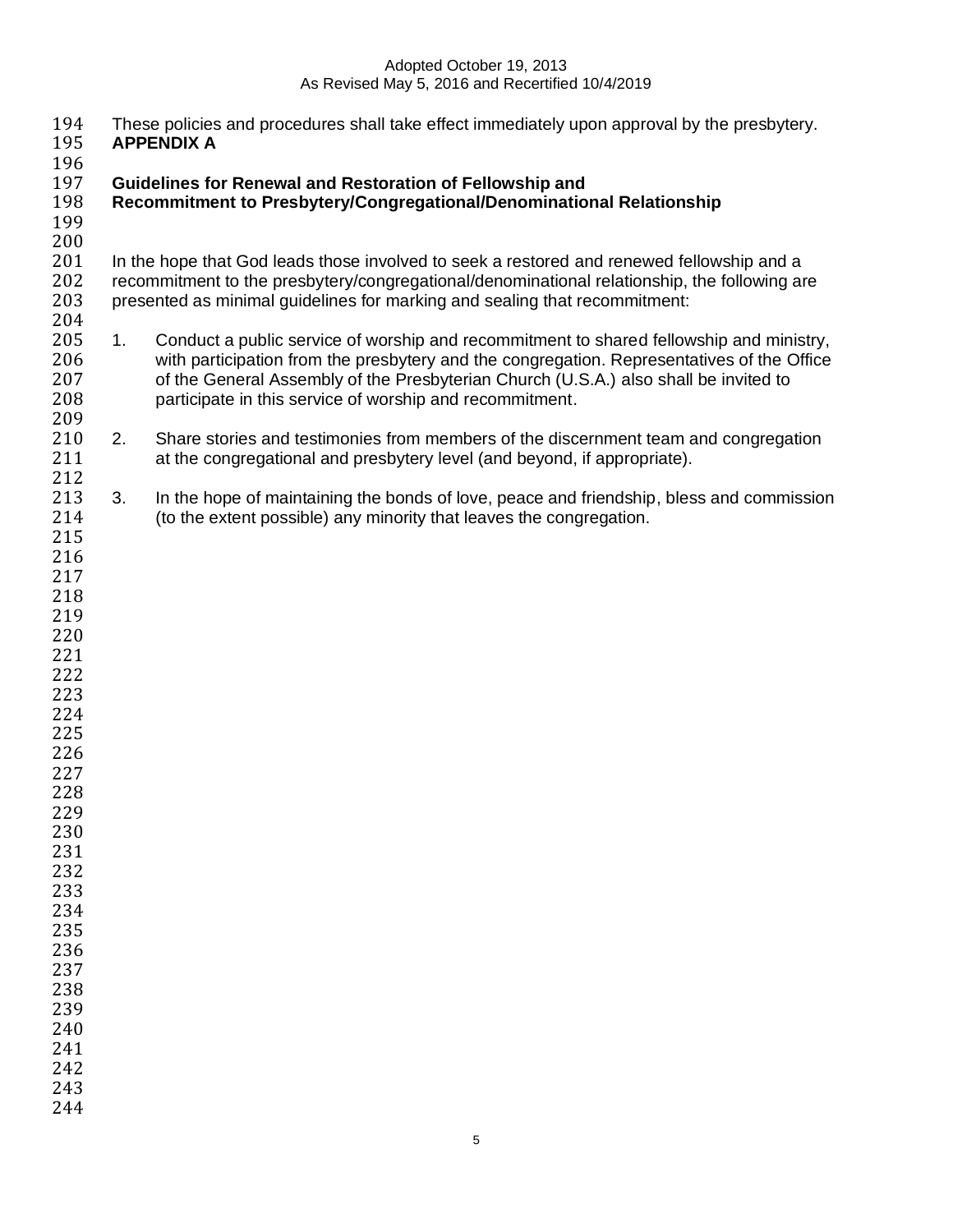These policies and procedures shall take effect immediately upon approval by the presbytery.

## APPENDIX A

### Guidelines for Renewal and Restoration of Fellowship and Recommitment to Presbytery/Congregational/Denominational Relationship

In the hope that God leads those involved to seek a restored and renewed fellowship and a recommitment to the presbytery/congregational/denominational relationship, the following are presented as minimal guidelines for marking and sealing that recommitment:

1. Conduct a public service of worship and recommitment to shared fellowship and ministry, with participation from the presbytery and the congregation. Representatives of the Office of the General Assembly of the Presbyterian Church (U.S.A.) also shall be invited to participate in this service of worship and recommitment.

2. Share stories and testimonies from members of the discernment team and congregation at the congregational and presbytery level (and beyond, if appropriate).

3. In the hope of maintaining the bonds of love, peace and friendship, bless and commission (to the extent possible) any minority that leaves the congregation.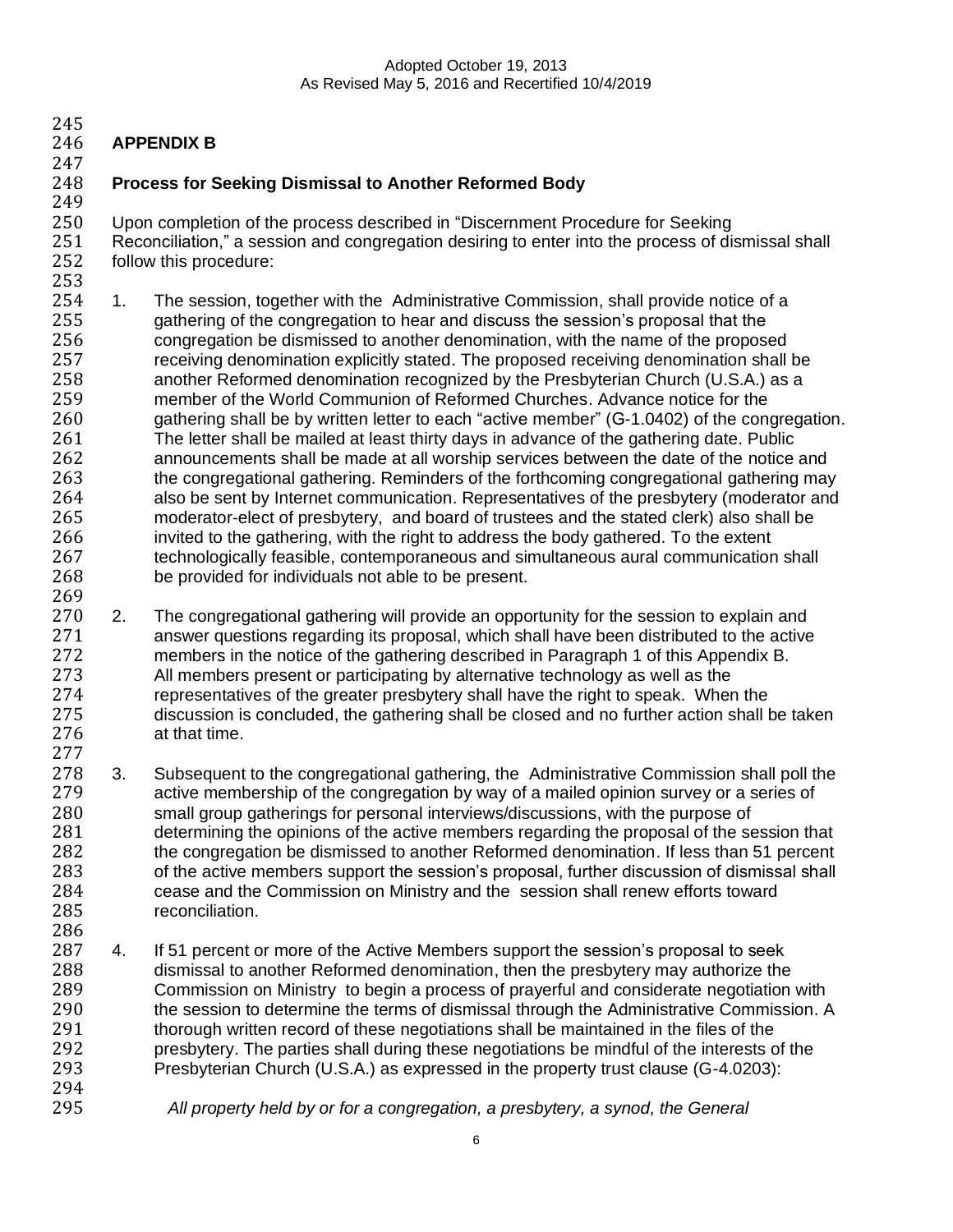## APPENDIX B

### Process for Seeking Dismissal to Another Reformed Body

Upon completion of the process described in "Discernment Procedure for Seeking Reconciliation," a session and congregation desiring to enter into the process of dismissal shall follow this procedure:

1. The session, together with the Administrative Commission, shall provide notice of a gathering of the congregation to hear and discuss the session's proposal that the congregation be dismissed to another denomination, with the name of the proposed receiving denomination explicitly stated. The proposed receiving denomination shall be another Reformed denomination recognized by the Presbyterian Church (U.S.A.) as a member of the World Communion of Reformed Churches. Advance notice for the gathering shall be by written letter to each "active member" (G-1.0402) of the congregation. The letter shall be mailed at least thirty days in advance of the gathering date. Public announcements shall be made at all worship services between the date of the notice and the congregational gathering. Reminders of the forthcoming congregational gathering may also be sent by Internet communication. Representatives of the presbytery (moderator and moderator-elect of presbytery, and board of trustees and the stated clerk) also shall be invited to the gathering, with the right to address the body gathered. To the extent technologically feasible, contemporaneous and simultaneous aural communication shall be provided for individuals not able to be present.

2. The congregational gathering will provide an opportunity for the session to explain and answer questions regarding its proposal, which shall have been distributed to the active members in the notice of the gathering described in Paragraph 1 of this Appendix B. All members present or participating by alternative technology as well as the representatives of the greater presbytery shall have the right to speak. When the discussion is concluded, the gathering shall be closed and no further action shall be taken at that time.

3. Subsequent to the congregational gathering, the Administrative Commission shall poll the active membership of the congregation by way of a mailed opinion survey or a series of small group gatherings for personal interviews/discussions, with the purpose of determining the opinions of the active members regarding the proposal of the session that the congregation be dismissed to another Reformed denomination. If less than 51 percent of the active members support the session's proposal, further discussion of dismissal shall cease and the Commission on Ministry and the session shall renew efforts toward reconciliation.

4. If 51 percent or more of the Active Members support the session's proposal to seek dismissal to another Reformed denomination, then the presbytery may authorize the Commission on Ministry to begin a process of prayerful and considerate negotiation with the session to determine the terms of dismissal through the Administrative Commission. A thorough written record of these negotiations shall be maintained in the files of the presbytery. The parties shall during these negotiations be mindful of the interests of the Presbyterian Church (U.S.A.) as expressed in the property trust clause (G-4.0203):

   *All property held by or for a congregation, a presbytery, a synod, the General*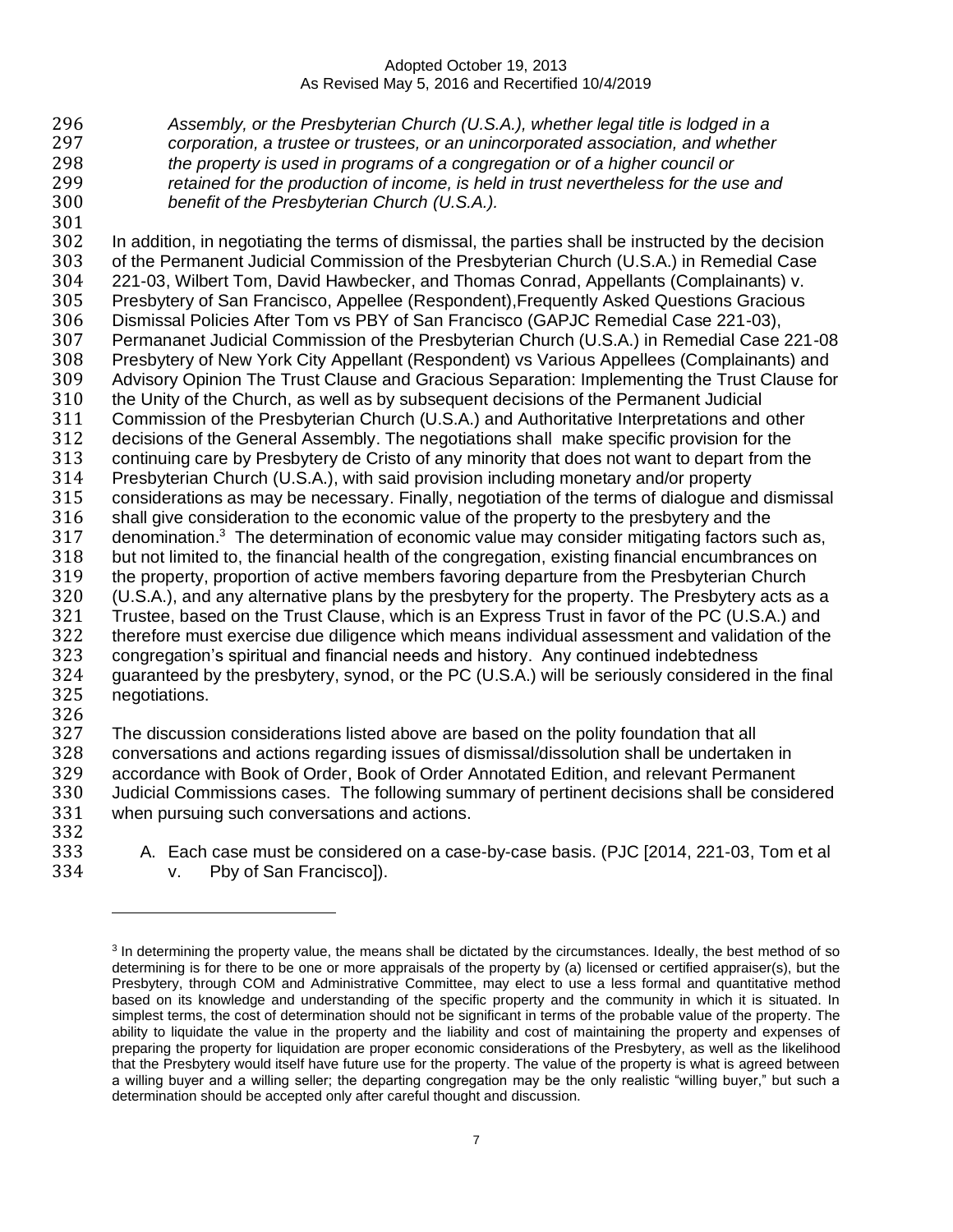*Assembly, or the Presbyterian Church (U.S.A.), whether legal title is lodged in a corporation, a trustee or trustees, or an unincorporated association, and whether the property is used in programs of a congregation or of a higher council or retained for the production of income, is held in trust nevertheless for the use and benefit of the Presbyterian Church (U.S.A.).*

In addition, in negotiating the terms of dismissal, the parties shall be instructed by the decision of the Permanent Judicial Commission of the Presbyterian Church (U.S.A.) in Remedial Case 221-03, Wilbert Tom, David Hawbecker, and Thomas Conrad, Appellants (Complainants) v. Presbytery of San Francisco, Appellee (Respondent),Frequently Asked Questions Gracious Dismissal Policies After Tom vs PBY of San Francisco (GAPJC Remedial Case 221-03), Permananet Judicial Commission of the Presbyterian Church (U.S.A.) in Remedial Case 221-08 Presbytery of New York City Appellant (Respondent) vs Various Appellees (Complainants) and Advisory Opinion The Trust Clause and Gracious Separation: Implementing the Trust Clause for the Unity of the Church, as well as by subsequent decisions of the Permanent Judicial Commission of the Presbyterian Church (U.S.A.) and Authoritative Interpretations and other decisions of the General Assembly. The negotiations shall make specific provision for the continuing care by Presbytery de Cristo of any minority that does not want to depart from the Presbyterian Church (U.S.A.), with said provision including monetary and/or property considerations as may be necessary. Finally, negotiation of the terms of dialogue and dismissal shall give consideration to the economic value of the property to the presbytery and the denomination.[3] The determination of economic value may consider mitigating factors such as, but not limited to, the financial health of the congregation, existing financial encumbrances on the property, proportion of active members favoring departure from the Presbyterian Church (U.S.A.), and any alternative plans by the presbytery for the property. The Presbytery acts as a Trustee, based on the Trust Clause, which is an Express Trust in favor of the PC (U.S.A.) and therefore must exercise due diligence which means individual assessment and validation of the congregation's spiritual and financial needs and history. Any continued indebtedness guaranteed by the presbytery, synod, or the PC (U.S.A.) will be seriously considered in the final negotiations.

The discussion considerations listed above are based on the polity foundation that all conversations and actions regarding issues of dismissal/dissolution shall be undertaken in accordance with Book of Order, Book of Order Annotated Edition, and relevant Permanent Judicial Commissions cases. The following summary of pertinent decisions shall be considered when pursuing such conversations and actions.

A. Each case must be considered on a case-by-case basis. (PJC [2014, 221-03, Tom et al v. Pby of San Francisco]).

---

[3] In determining the property value, the means shall be dictated by the circumstances. Ideally, the best method of so determining is for there to be one or more appraisals of the property by (a) licensed or certified appraiser(s), but the Presbytery, through COM and Administrative Committee, may elect to use a less formal and quantitative method based on its knowledge and understanding of the specific property and the community in which it is situated. In simplest terms, the cost of determination should not be significant in terms of the probable value of the property. The ability to liquidate the value in the property and the liability and cost of maintaining the property and expenses of preparing the property for liquidation are proper economic considerations of the Presbytery, as well as the likelihood that the Presbytery would itself have future use for the property. The value of the property is what is agreed between a willing buyer and a willing seller; the departing congregation may be the only realistic "willing buyer," but such a determination should be accepted only after careful thought and discussion.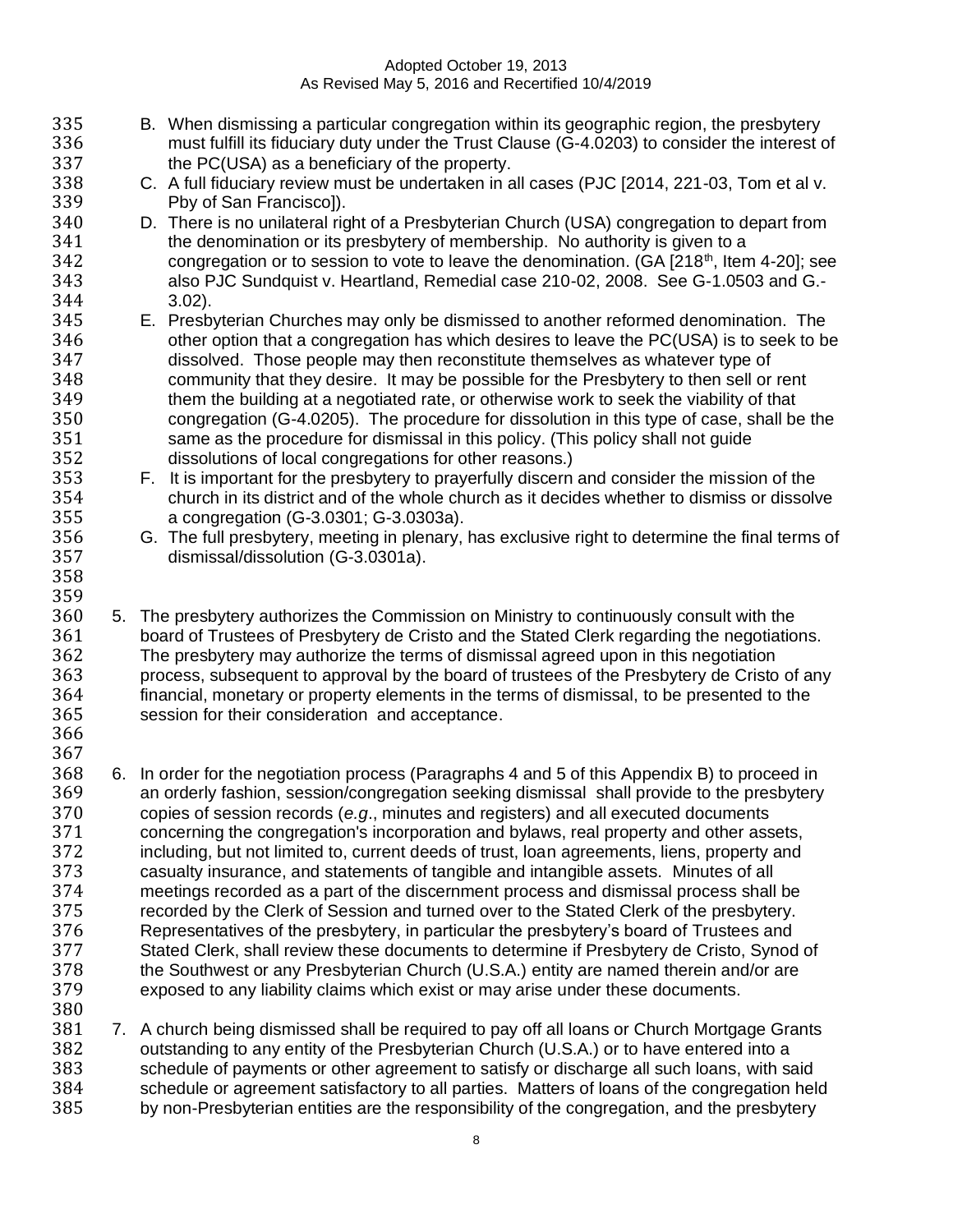B. When dismissing a particular congregation within its geographic region, the presbytery must fulfill its fiduciary duty under the Trust Clause (G-4.0203) to consider the interest of the PC(USA) as a beneficiary of the property.

C. A full fiduciary review must be undertaken in all cases (PJC [2014, 221-03, Tom et al v. Pby of San Francisco]).

D. There is no unilateral right of a Presbyterian Church (USA) congregation to depart from the denomination or its presbytery of membership. No authority is given to a congregation or to session to vote to leave the denomination. (GA [218th, Item 4-20]; see also PJC Sundquist v. Heartland, Remedial case 210-02, 2008. See G-1.0503 and G.-3.02).

E. Presbyterian Churches may only be dismissed to another reformed denomination. The other option that a congregation has which desires to leave the PC(USA) is to seek to be dissolved. Those people may then reconstitute themselves as whatever type of community that they desire. It may be possible for the Presbytery to then sell or rent them the building at a negotiated rate, or otherwise work to seek the viability of that congregation (G-4.0205). The procedure for dissolution in this type of case, shall be the same as the procedure for dismissal in this policy. (This policy shall not guide dissolutions of local congregations for other reasons.)

F. It is important for the presbytery to prayerfully discern and consider the mission of the church in its district and of the whole church as it decides whether to dismiss or dissolve a congregation (G-3.0301; G-3.0303a).

G. The full presbytery, meeting in plenary, has exclusive right to determine the final terms of dismissal/dissolution (G-3.0301a).

5. The presbytery authorizes the Commission on Ministry to continuously consult with the board of Trustees of Presbytery de Cristo and the Stated Clerk regarding the negotiations. The presbytery may authorize the terms of dismissal agreed upon in this negotiation process, subsequent to approval by the board of trustees of the Presbytery de Cristo of any financial, monetary or property elements in the terms of dismissal, to be presented to the session for their consideration and acceptance.

6. In order for the negotiation process (Paragraphs 4 and 5 of this Appendix B) to proceed in an orderly fashion, session/congregation seeking dismissal shall provide to the presbytery copies of session records (*e.g*., minutes and registers) and all executed documents concerning the congregation's incorporation and bylaws, real property and other assets, including, but not limited to, current deeds of trust, loan agreements, liens, property and casualty insurance, and statements of tangible and intangible assets. Minutes of all meetings recorded as a part of the discernment process and dismissal process shall be recorded by the Clerk of Session and turned over to the Stated Clerk of the presbytery. Representatives of the presbytery, in particular the presbytery's board of Trustees and Stated Clerk, shall review these documents to determine if Presbytery de Cristo, Synod of the Southwest or any Presbyterian Church (U.S.A.) entity are named therein and/or are exposed to any liability claims which exist or may arise under these documents.

7. A church being dismissed shall be required to pay off all loans or Church Mortgage Grants outstanding to any entity of the Presbyterian Church (U.S.A.) or to have entered into a schedule of payments or other agreement to satisfy or discharge all such loans, with said schedule or agreement satisfactory to all parties. Matters of loans of the congregation held by non-Presbyterian entities are the responsibility of the congregation, and the presbytery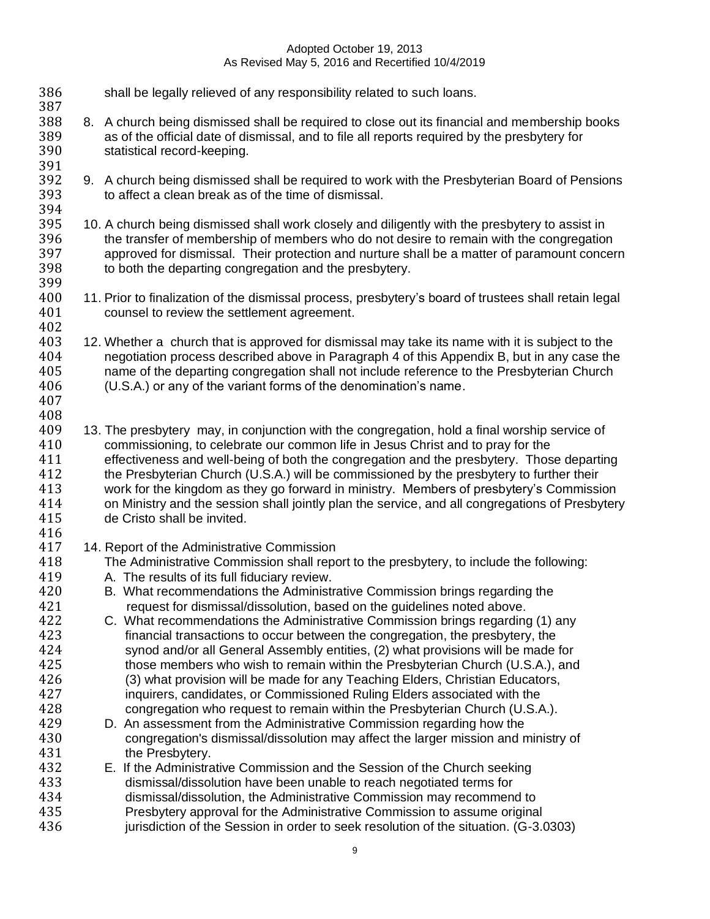shall be legally relieved of any responsibility related to such loans.

8. A church being dismissed shall be required to close out its financial and membership books as of the official date of dismissal, and to file all reports required by the presbytery for statistical record-keeping.

9. A church being dismissed shall be required to work with the Presbyterian Board of Pensions to affect a clean break as of the time of dismissal.

10. A church being dismissed shall work closely and diligently with the presbytery to assist in the transfer of membership of members who do not desire to remain with the congregation approved for dismissal. Their protection and nurture shall be a matter of paramount concern to both the departing congregation and the presbytery.

11. Prior to finalization of the dismissal process, presbytery's board of trustees shall retain legal counsel to review the settlement agreement.

12. Whether a church that is approved for dismissal may take its name with it is subject to the negotiation process described above in Paragraph 4 of this Appendix B, but in any case the name of the departing congregation shall not include reference to the Presbyterian Church (U.S.A.) or any of the variant forms of the denomination's name.

13. The presbytery may, in conjunction with the congregation, hold a final worship service of commissioning, to celebrate our common life in Jesus Christ and to pray for the effectiveness and well-being of both the congregation and the presbytery. Those departing the Presbyterian Church (U.S.A.) will be commissioned by the presbytery to further their work for the kingdom as they go forward in ministry. Members of presbytery's Commission on Ministry and the session shall jointly plan the service, and all congregations of Presbytery de Cristo shall be invited.

14. Report of the Administrative Commission
    The Administrative Commission shall report to the presbytery, to include the following:
    A. The results of its full fiduciary review.
    B. What recommendations the Administrative Commission brings regarding the request for dismissal/dissolution, based on the guidelines noted above.
    C. What recommendations the Administrative Commission brings regarding (1) any financial transactions to occur between the congregation, the presbytery, the synod and/or all General Assembly entities, (2) what provisions will be made for those members who wish to remain within the Presbyterian Church (U.S.A.), and (3) what provision will be made for any Teaching Elders, Christian Educators, inquirers, candidates, or Commissioned Ruling Elders associated with the congregation who request to remain within the Presbyterian Church (U.S.A.).
    D. An assessment from the Administrative Commission regarding how the congregation's dismissal/dissolution may affect the larger mission and ministry of the Presbytery.
    E. If the Administrative Commission and the Session of the Church seeking dismissal/dissolution have been unable to reach negotiated terms for dismissal/dissolution, the Administrative Commission may recommend to Presbytery approval for the Administrative Commission to assume original jurisdiction of the Session in order to seek resolution of the situation. (G-3.0303)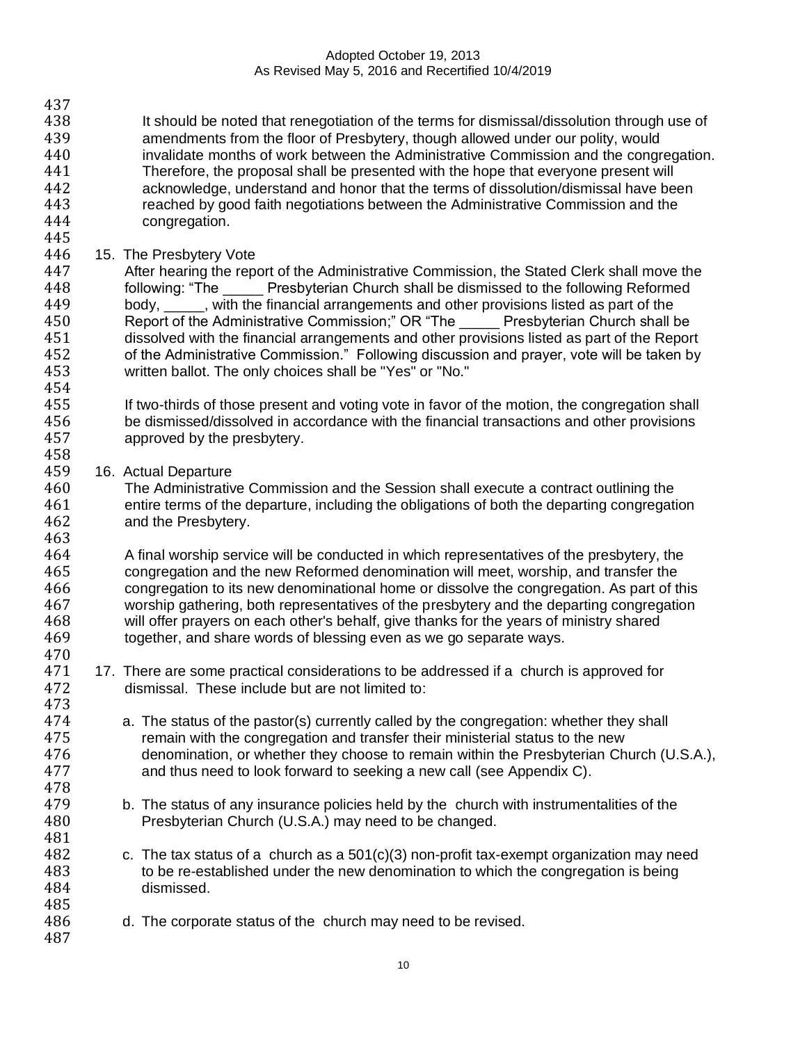It should be noted that renegotiation of the terms for dismissal/dissolution through use of amendments from the floor of Presbytery, though allowed under our polity, would invalidate months of work between the Administrative Commission and the congregation. Therefore, the proposal shall be presented with the hope that everyone present will acknowledge, understand and honor that the terms of dissolution/dismissal have been reached by good faith negotiations between the Administrative Commission and the congregation.

15. The Presbytery Vote
    After hearing the report of the Administrative Commission, the Stated Clerk shall move the following: "The _____ Presbyterian Church shall be dismissed to the following Reformed body, _____, with the financial arrangements and other provisions listed as part of the Report of the Administrative Commission;" OR "The _____ Presbyterian Church shall be dissolved with the financial arrangements and other provisions listed as part of the Report of the Administrative Commission." Following discussion and prayer, vote will be taken by written ballot. The only choices shall be "Yes" or "No."

    If two-thirds of those present and voting vote in favor of the motion, the congregation shall be dismissed/dissolved in accordance with the financial transactions and other provisions approved by the presbytery.

16. Actual Departure
    The Administrative Commission and the Session shall execute a contract outlining the entire terms of the departure, including the obligations of both the departing congregation and the Presbytery.

    A final worship service will be conducted in which representatives of the presbytery, the congregation and the new Reformed denomination will meet, worship, and transfer the congregation to its new denominational home or dissolve the congregation. As part of this worship gathering, both representatives of the presbytery and the departing congregation will offer prayers on each other's behalf, give thanks for the years of ministry shared together, and share words of blessing even as we go separate ways.

17. There are some practical considerations to be addressed if a church is approved for dismissal. These include but are not limited to:

    a. The status of the pastor(s) currently called by the congregation: whether they shall remain with the congregation and transfer their ministerial status to the new denomination, or whether they choose to remain within the Presbyterian Church (U.S.A.), and thus need to look forward to seeking a new call (see Appendix C).

    b. The status of any insurance policies held by the church with instrumentalities of the Presbyterian Church (U.S.A.) may need to be changed.

    c. The tax status of a church as a 501(c)(3) non-profit tax-exempt organization may need to be re-established under the new denomination to which the congregation is being dismissed.

    d. The corporate status of the church may need to be revised.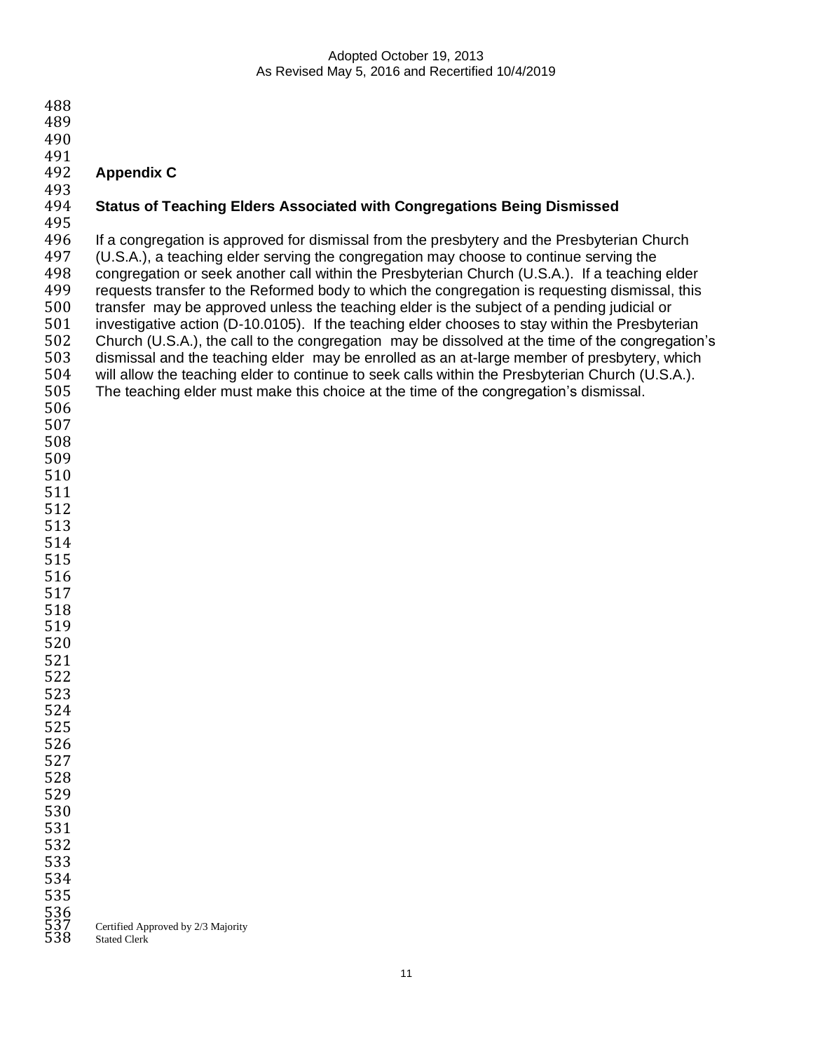## Appendix C

### Status of Teaching Elders Associated with Congregations Being Dismissed

If a congregation is approved for dismissal from the presbytery and the Presbyterian Church (U.S.A.), a teaching elder serving the congregation may choose to continue serving the congregation or seek another call within the Presbyterian Church (U.S.A.). If a teaching elder requests transfer to the Reformed body to which the congregation is requesting dismissal, this transfer may be approved unless the teaching elder is the subject of a pending judicial or investigative action (D-10.0105). If the teaching elder chooses to stay within the Presbyterian Church (U.S.A.), the call to the congregation may be dissolved at the time of the congregation's dismissal and the teaching elder may be enrolled as an at-large member of presbytery, which will allow the teaching elder to continue to seek calls within the Presbyterian Church (U.S.A.). The teaching elder must make this choice at the time of the congregation's dismissal.

Certified Approved by 2/3 Majority
Stated Clerk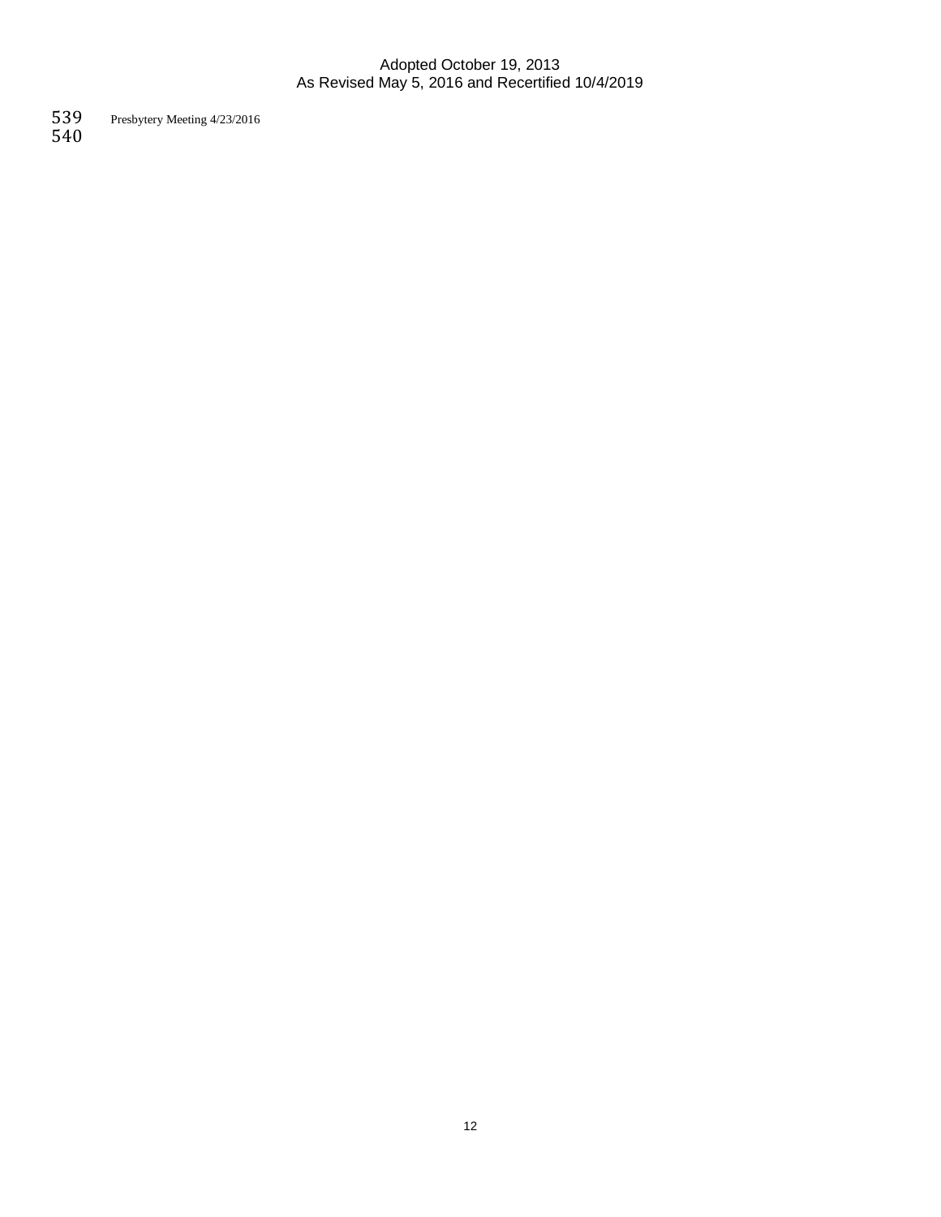Presbytery Meeting 4/23/2016